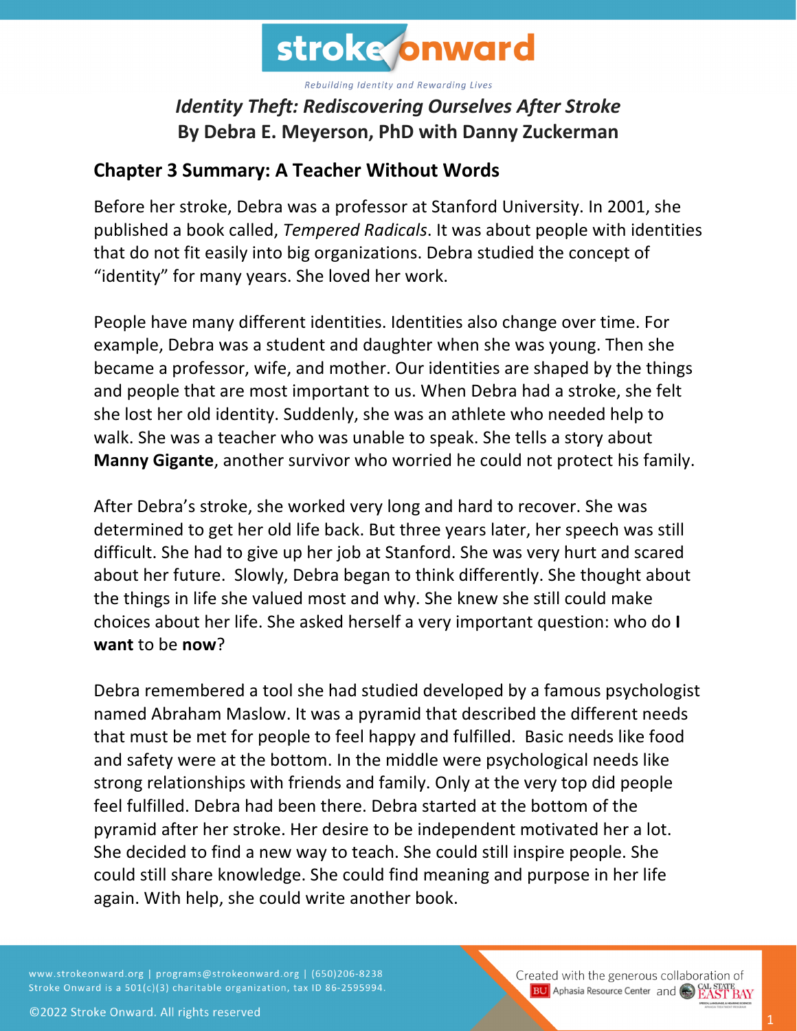stroke onward

*Rebuilding Identity and Rewarding Lives*

# *Identity Theft: Rediscovering Ourselves After Stroke*
# By Debra E. Meyerson, PhD with Danny Zuckerman

## Chapter 3 Summary: A Teacher Without Words

Before her stroke, Debra was a professor at Stanford University. In 2001, she published a book called, *Tempered Radicals*. It was about people with identities that do not fit easily into big organizations. Debra studied the concept of "identity" for many years. She loved her work.

People have many different identities. Identities also change over time. For example, Debra was a student and daughter when she was young. Then she became a professor, wife, and mother. Our identities are shaped by the things and people that are most important to us. When Debra had a stroke, she felt she lost her old identity. Suddenly, she was an athlete who needed help to walk. She was a teacher who was unable to speak. She tells a story about **Manny Gigante**, another survivor who worried he could not protect his family.

After Debra's stroke, she worked very long and hard to recover. She was determined to get her old life back. But three years later, her speech was still difficult. She had to give up her job at Stanford. She was very hurt and scared about her future. Slowly, Debra began to think differently. She thought about the things in life she valued most and why. She knew she still could make choices about her life. She asked herself a very important question: who do **I want** to be **now**?

Debra remembered a tool she had studied developed by a famous psychologist named Abraham Maslow. It was a pyramid that described the different needs that must be met for people to feel happy and fulfilled. Basic needs like food and safety were at the bottom. In the middle were psychological needs like strong relationships with friends and family. Only at the very top did people feel fulfilled. Debra had been there. Debra started at the bottom of the pyramid after her stroke. Her desire to be independent motivated her a lot. She decided to find a new way to teach. She could still inspire people. She could still share knowledge. She could find meaning and purpose in her life again. With help, she could write another book.

www.strokeonward.org | programs@strokeonward.org | (650)206-8238
Stroke Onward is a 501(c)(3) charitable organization, tax ID 86-2595994.

©2022 Stroke Onward. All rights reserved

Created with the generous collaboration of BU Aphasia Resource Center and Cal State East Bay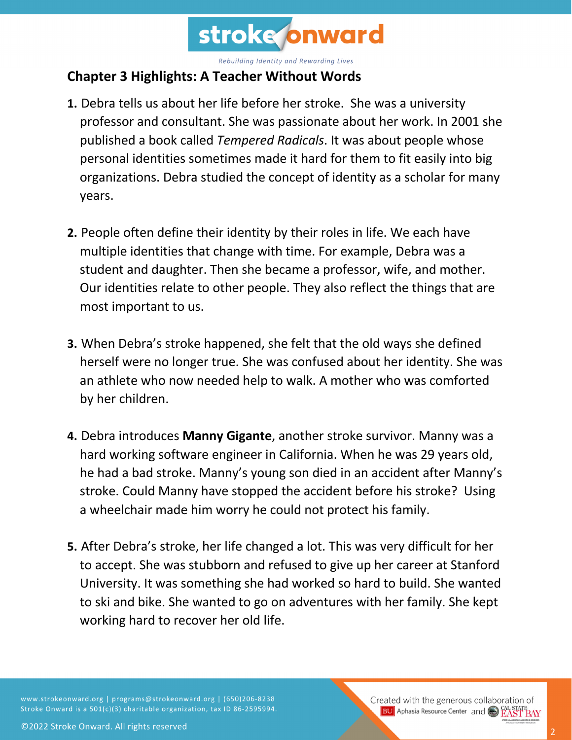## Chapter 3 Highlights: A Teacher Without Words

1. Debra tells us about her life before her stroke. She was a university professor and consultant. She was passionate about her work. In 2001 she published a book called *Tempered Radicals*. It was about people whose personal identities sometimes made it hard for them to fit easily into big organizations. Debra studied the concept of identity as a scholar for many years.

2. People often define their identity by their roles in life. We each have multiple identities that change with time. For example, Debra was a student and daughter. Then she became a professor, wife, and mother. Our identities relate to other people. They also reflect the things that are most important to us.

3. When Debra's stroke happened, she felt that the old ways she defined herself were no longer true. She was confused about her identity. She was an athlete who now needed help to walk. A mother who was comforted by her children.

4. Debra introduces **Manny Gigante**, another stroke survivor. Manny was a hard working software engineer in California. When he was 29 years old, he had a bad stroke. Manny's young son died in an accident after Manny's stroke. Could Manny have stopped the accident before his stroke? Using a wheelchair made him worry he could not protect his family.

5. After Debra's stroke, her life changed a lot. This was very difficult for her to accept. She was stubborn and refused to give up her career at Stanford University. It was something she had worked so hard to build. She wanted to ski and bike. She wanted to go on adventures with her family. She kept working hard to recover her old life.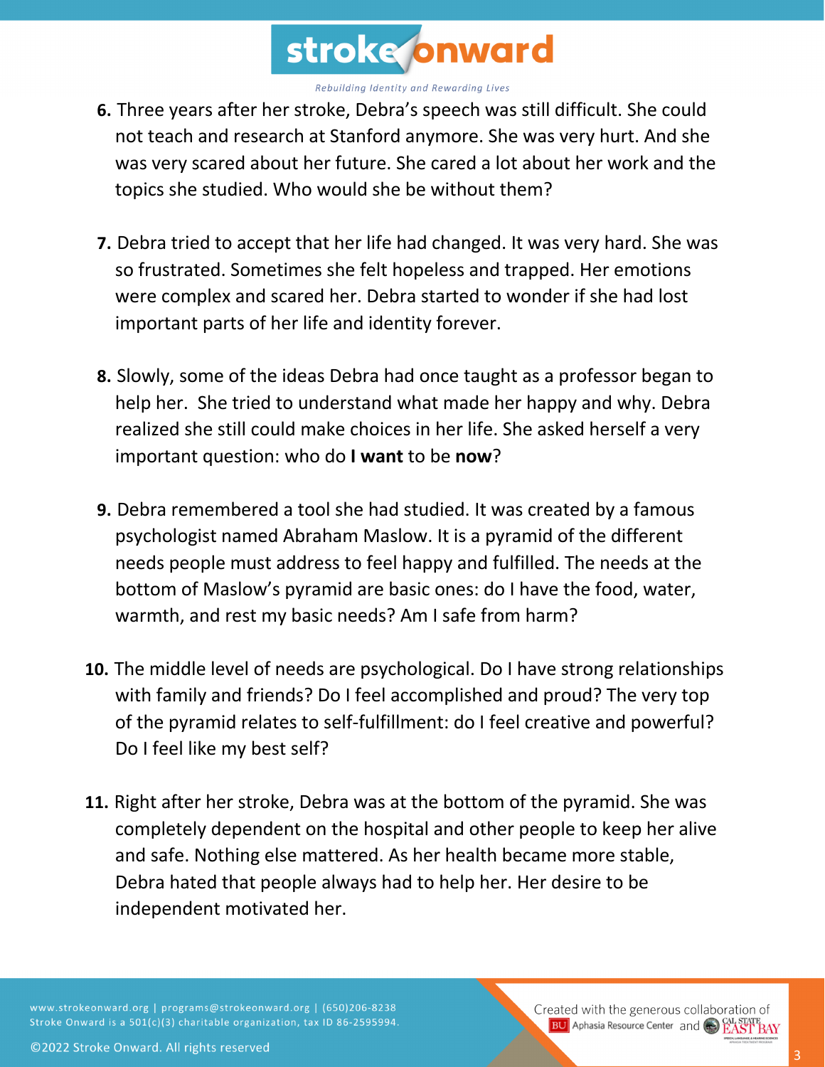6. Three years after her stroke, Debra's speech was still difficult. She could not teach and research at Stanford anymore. She was very hurt. And she was very scared about her future. She cared a lot about her work and the topics she studied. Who would she be without them?

7. Debra tried to accept that her life had changed. It was very hard. She was so frustrated. Sometimes she felt hopeless and trapped. Her emotions were complex and scared her. Debra started to wonder if she had lost important parts of her life and identity forever.

8. Slowly, some of the ideas Debra had once taught as a professor began to help her. She tried to understand what made her happy and why. Debra realized she still could make choices in her life. She asked herself a very important question: who do **I want** to be **now**?

9. Debra remembered a tool she had studied. It was created by a famous psychologist named Abraham Maslow. It is a pyramid of the different needs people must address to feel happy and fulfilled. The needs at the bottom of Maslow's pyramid are basic ones: do I have the food, water, warmth, and rest my basic needs? Am I safe from harm?

10. The middle level of needs are psychological. Do I have strong relationships with family and friends? Do I feel accomplished and proud? The very top of the pyramid relates to self-fulfillment: do I feel creative and powerful? Do I feel like my best self?

11. Right after her stroke, Debra was at the bottom of the pyramid. She was completely dependent on the hospital and other people to keep her alive and safe. Nothing else mattered. As her health became more stable, Debra hated that people always had to help her. Her desire to be independent motivated her.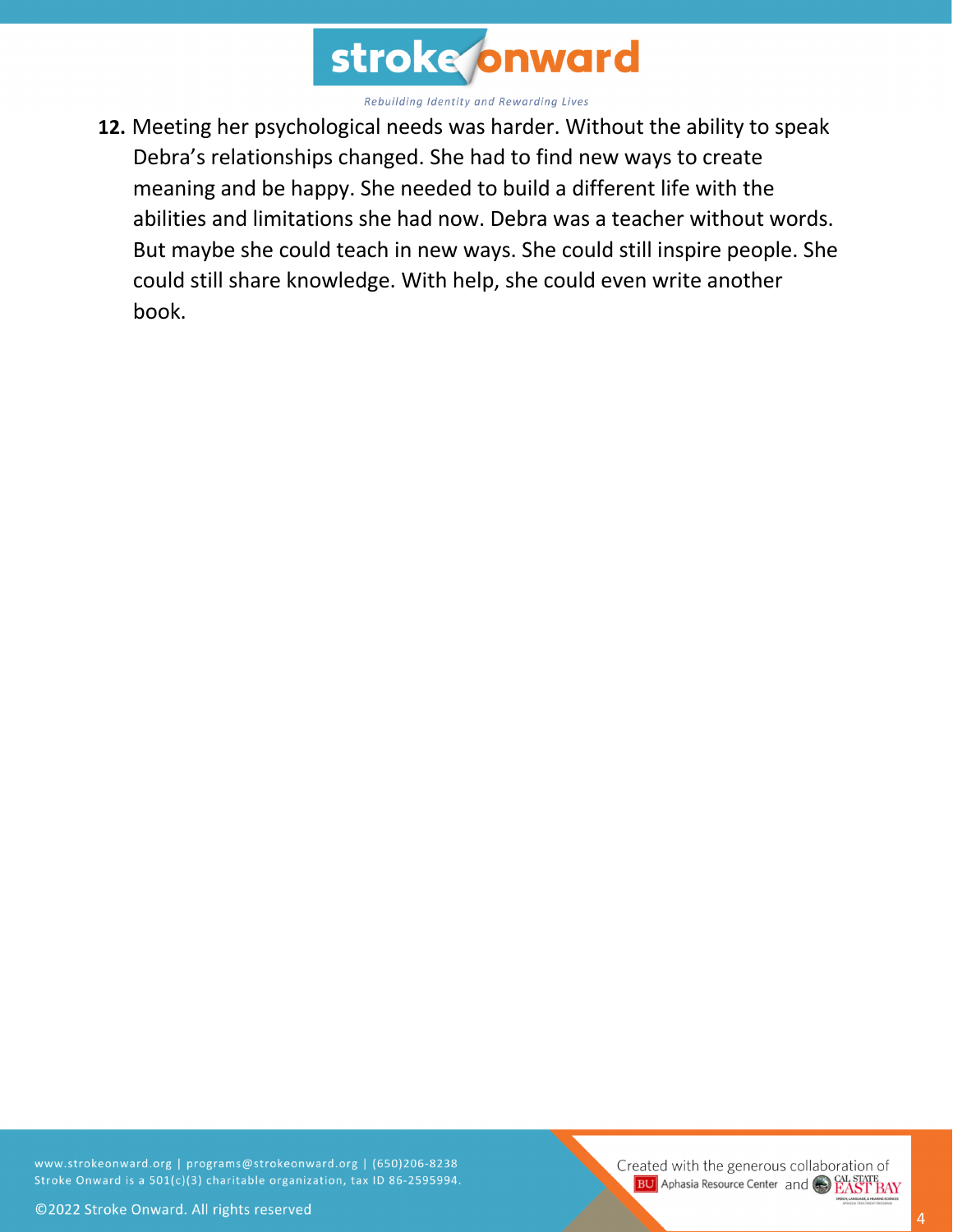**12.** Meeting her psychological needs was harder. Without the ability to speak Debra's relationships changed. She had to find new ways to create meaning and be happy. She needed to build a different life with the abilities and limitations she had now. Debra was a teacher without words. But maybe she could teach in new ways. She could still inspire people. She could still share knowledge. With help, she could even write another book.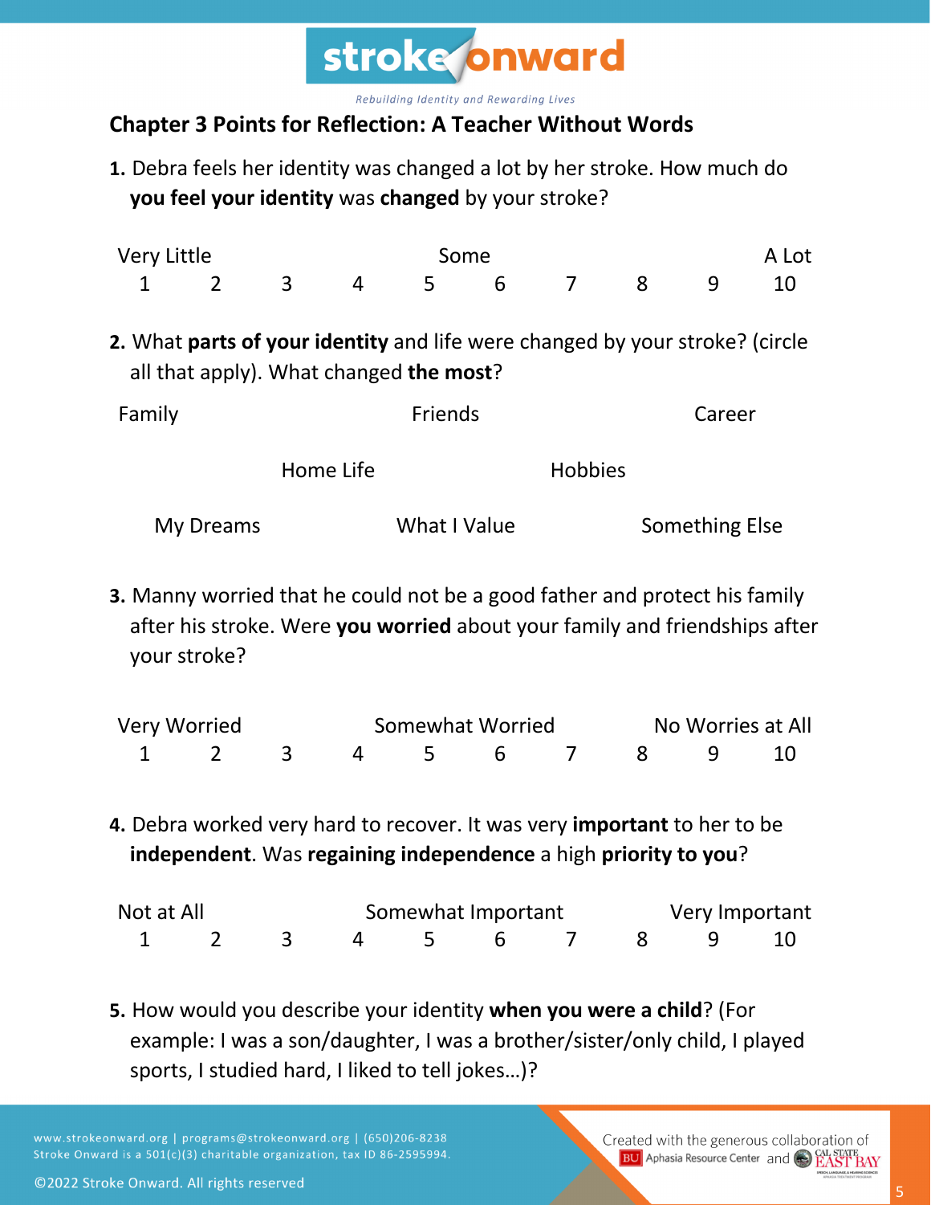## Chapter 3 Points for Reflection: A Teacher Without Words

**1.** Debra feels her identity was changed a lot by her stroke. How much do **you feel your identity** was **changed** by your stroke?

| Very Little | | | | Some | | | | | A Lot |
|---|---|---|---|---|---|---|---|---|---|
| 1 | 2 | 3 | 4 | 5 | 6 | 7 | 8 | 9 | 10 |

**2.** What **parts of your identity** and life were changed by your stroke? (circle all that apply). What changed **the most**?

Family Friends Career

Home Life Hobbies

My Dreams What I Value Something Else

**3.** Manny worried that he could not be a good father and protect his family after his stroke. Were **you worried** about your family and friendships after your stroke?

| Very Worried | | | | Somewhat Worried | | | No Worries at All | | |
|---|---|---|---|---|---|---|---|---|---|
| 1 | 2 | 3 | 4 | 5 | 6 | 7 | 8 | 9 | 10 |

**4.** Debra worked very hard to recover. It was very **important** to her to be **independent**. Was **regaining independence** a high **priority to you**?

| Not at All | | | | Somewhat Important | | | Very Important | | |
|---|---|---|---|---|---|---|---|---|---|
| 1 | 2 | 3 | 4 | 5 | 6 | 7 | 8 | 9 | 10 |

**5.** How would you describe your identity **when you were a child**? (For example: I was a son/daughter, I was a brother/sister/only child, I played sports, I studied hard, I liked to tell jokes…)?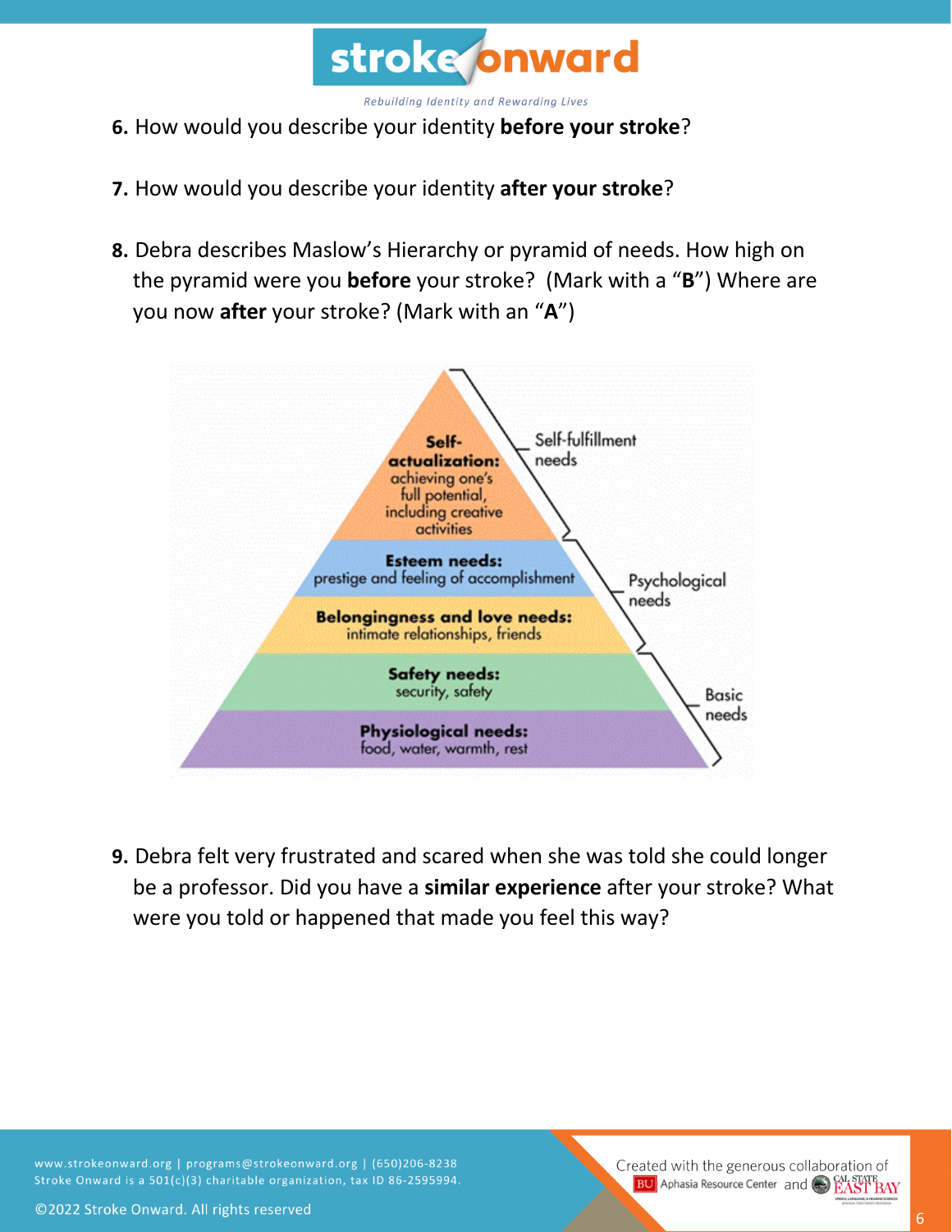6. How would you describe your identity **before your stroke**?

7. How would you describe your identity **after your stroke**?

8. Debra describes Maslow's Hierarchy or pyramid of needs. How high on the pyramid were you **before** your stroke? (Mark with a "**B**") Where are you now **after** your stroke? (Mark with an "**A**")

**Self-actualization:** achieving one's full potential, including creative activities

**Esteem needs:** prestige and feeling of accomplishment

**Belongingness and love needs:** intimate relationships, friends

**Safety needs:** security, safety

**Physiological needs:** food, water, warmth, rest

Self-fulfillment needs

Psychological needs

Basic needs

9. Debra felt very frustrated and scared when she was told she could longer be a professor. Did you have a **similar experience** after your stroke? What were you told or happened that made you feel this way?